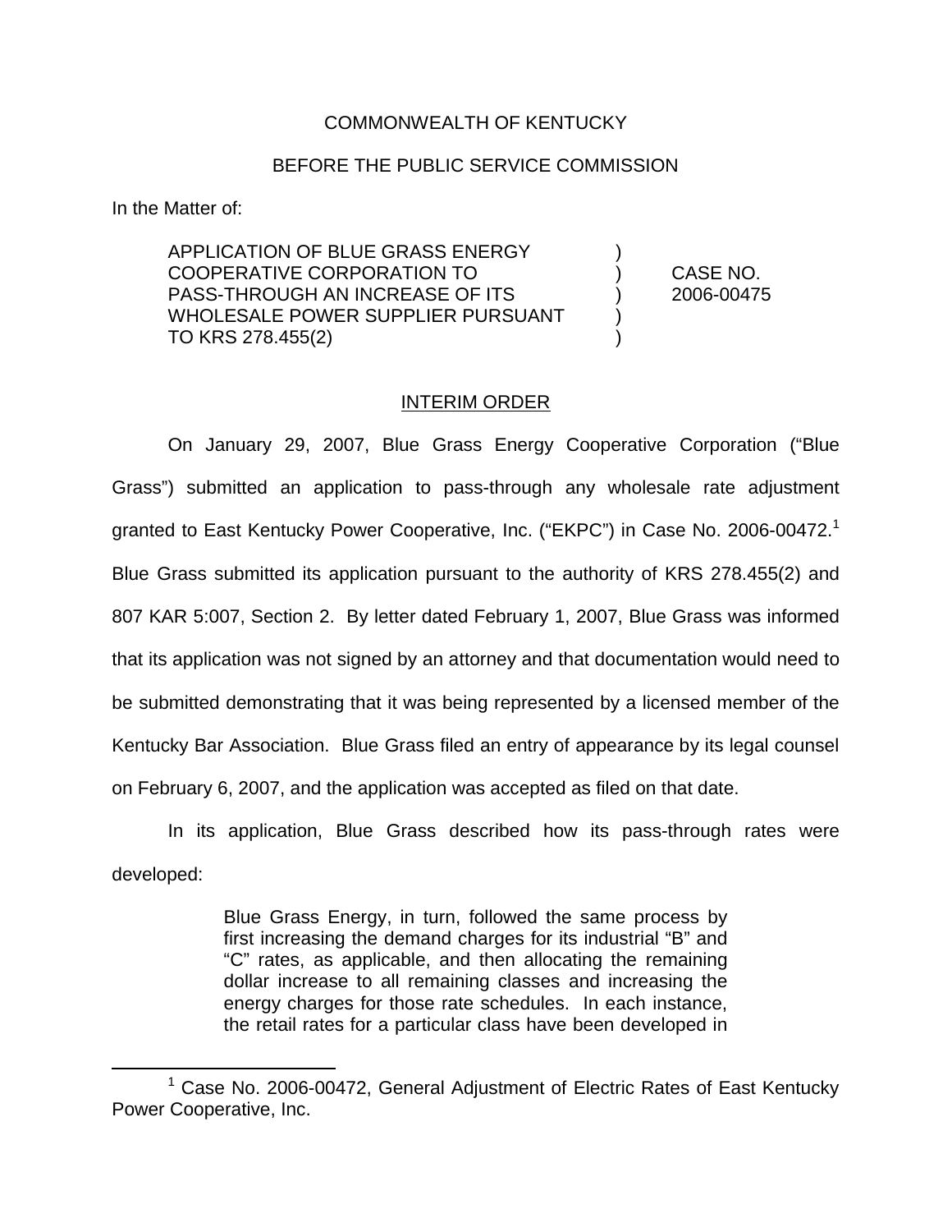COMMONWEALTH OF KENTUCKY

BEFORE THE PUBLIC SERVICE COMMISSION

In the Matter of:

| | | |
|---|---|---|
| APPLICATION OF BLUE GRASS ENERGY COOPERATIVE CORPORATION TO PASS-THROUGH AN INCREASE OF ITS WHOLESALE POWER SUPPLIER PURSUANT TO KRS 278.455(2) | ) ) ) ) ) | CASE NO. 2006-00475 |

INTERIM ORDER

On January 29, 2007, Blue Grass Energy Cooperative Corporation ("Blue Grass") submitted an application to pass-through any wholesale rate adjustment granted to East Kentucky Power Cooperative, Inc. ("EKPC") in Case No. 2006-00472.[1] Blue Grass submitted its application pursuant to the authority of KRS 278.455(2) and 807 KAR 5:007, Section 2. By letter dated February 1, 2007, Blue Grass was informed that its application was not signed by an attorney and that documentation would need to be submitted demonstrating that it was being represented by a licensed member of the Kentucky Bar Association. Blue Grass filed an entry of appearance by its legal counsel on February 6, 2007, and the application was accepted as filed on that date.

In its application, Blue Grass described how its pass-through rates were developed:

> Blue Grass Energy, in turn, followed the same process by first increasing the demand charges for its industrial "B" and "C" rates, as applicable, and then allocating the remaining dollar increase to all remaining classes and increasing the energy charges for those rate schedules. In each instance, the retail rates for a particular class have been developed in

---

[1] Case No. 2006-00472, General Adjustment of Electric Rates of East Kentucky Power Cooperative, Inc.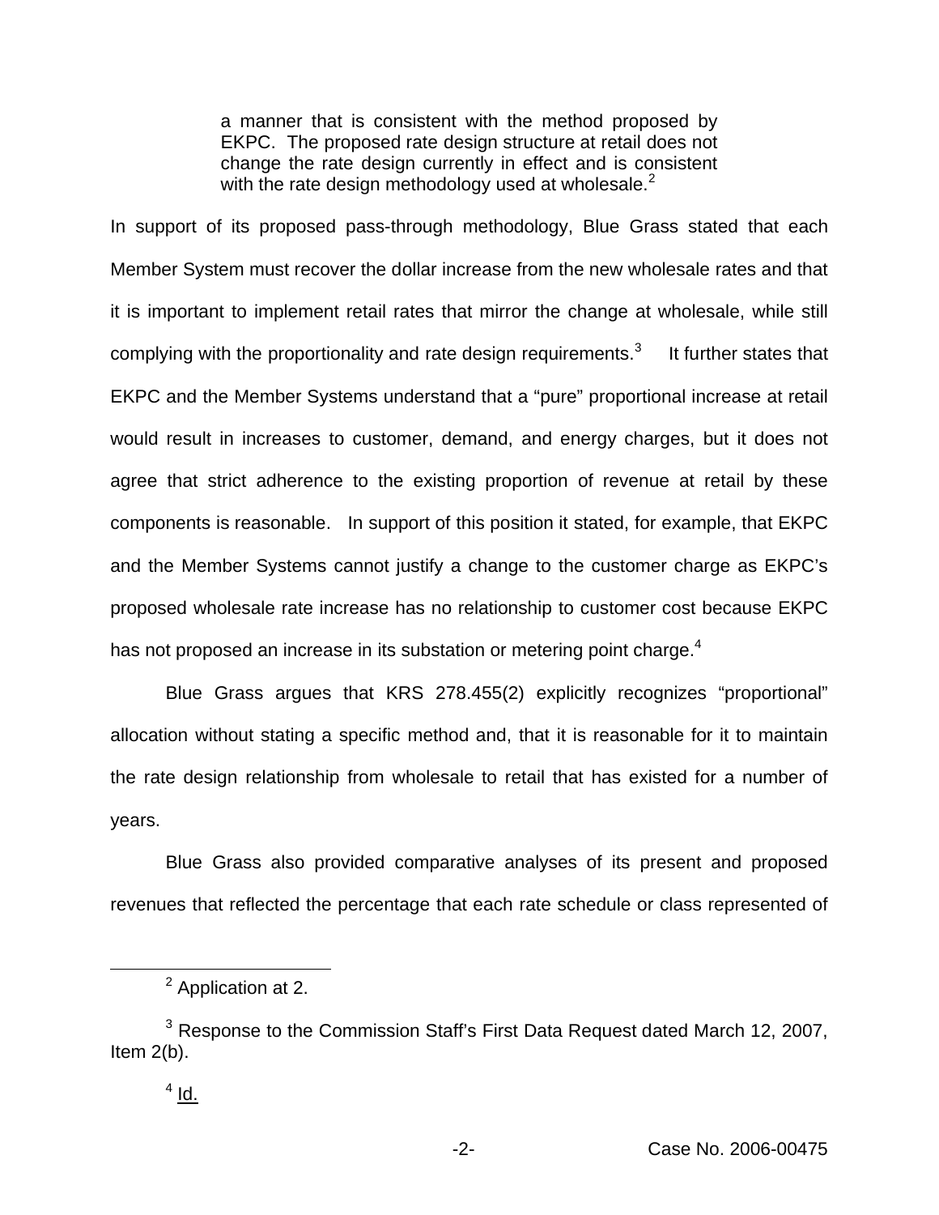> a manner that is consistent with the method proposed by EKPC. The proposed rate design structure at retail does not change the rate design currently in effect and is consistent with the rate design methodology used at wholesale.[2]

In support of its proposed pass-through methodology, Blue Grass stated that each Member System must recover the dollar increase from the new wholesale rates and that it is important to implement retail rates that mirror the change at wholesale, while still complying with the proportionality and rate design requirements.[3] It further states that EKPC and the Member Systems understand that a "pure" proportional increase at retail would result in increases to customer, demand, and energy charges, but it does not agree that strict adherence to the existing proportion of revenue at retail by these components is reasonable. In support of this position it stated, for example, that EKPC and the Member Systems cannot justify a change to the customer charge as EKPC's proposed wholesale rate increase has no relationship to customer cost because EKPC has not proposed an increase in its substation or metering point charge.[4]

Blue Grass argues that KRS 278.455(2) explicitly recognizes "proportional" allocation without stating a specific method and, that it is reasonable for it to maintain the rate design relationship from wholesale to retail that has existed for a number of years.

Blue Grass also provided comparative analyses of its present and proposed revenues that reflected the percentage that each rate schedule or class represented of

---

[2] Application at 2.

[3] Response to the Commission Staff's First Data Request dated March 12, 2007, Item 2(b).

[4] Id.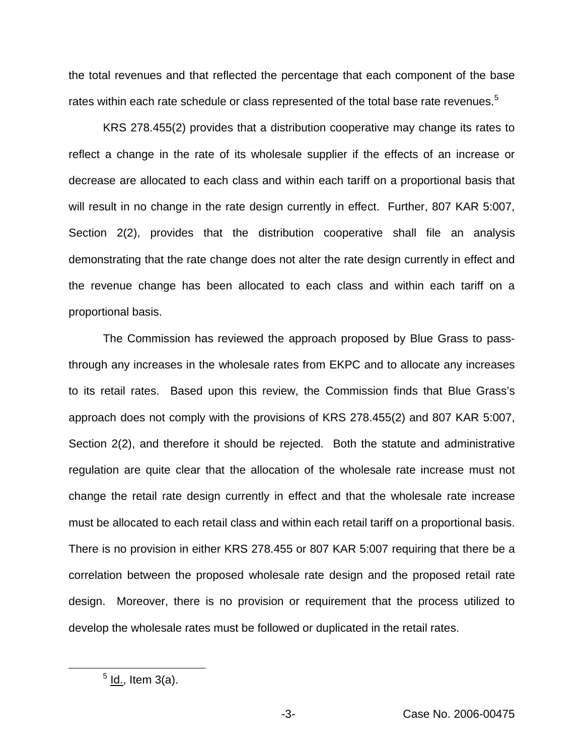the total revenues and that reflected the percentage that each component of the base rates within each rate schedule or class represented of the total base rate revenues.[5]

KRS 278.455(2) provides that a distribution cooperative may change its rates to reflect a change in the rate of its wholesale supplier if the effects of an increase or decrease are allocated to each class and within each tariff on a proportional basis that will result in no change in the rate design currently in effect. Further, 807 KAR 5:007, Section 2(2), provides that the distribution cooperative shall file an analysis demonstrating that the rate change does not alter the rate design currently in effect and the revenue change has been allocated to each class and within each tariff on a proportional basis.

The Commission has reviewed the approach proposed by Blue Grass to pass-through any increases in the wholesale rates from EKPC and to allocate any increases to its retail rates. Based upon this review, the Commission finds that Blue Grass's approach does not comply with the provisions of KRS 278.455(2) and 807 KAR 5:007, Section 2(2), and therefore it should be rejected. Both the statute and administrative regulation are quite clear that the allocation of the wholesale rate increase must not change the retail rate design currently in effect and that the wholesale rate increase must be allocated to each retail class and within each retail tariff on a proportional basis. There is no provision in either KRS 278.455 or 807 KAR 5:007 requiring that there be a correlation between the proposed wholesale rate design and the proposed retail rate design. Moreover, there is no provision or requirement that the process utilized to develop the wholesale rates must be followed or duplicated in the retail rates.

[5] Id., Item 3(a).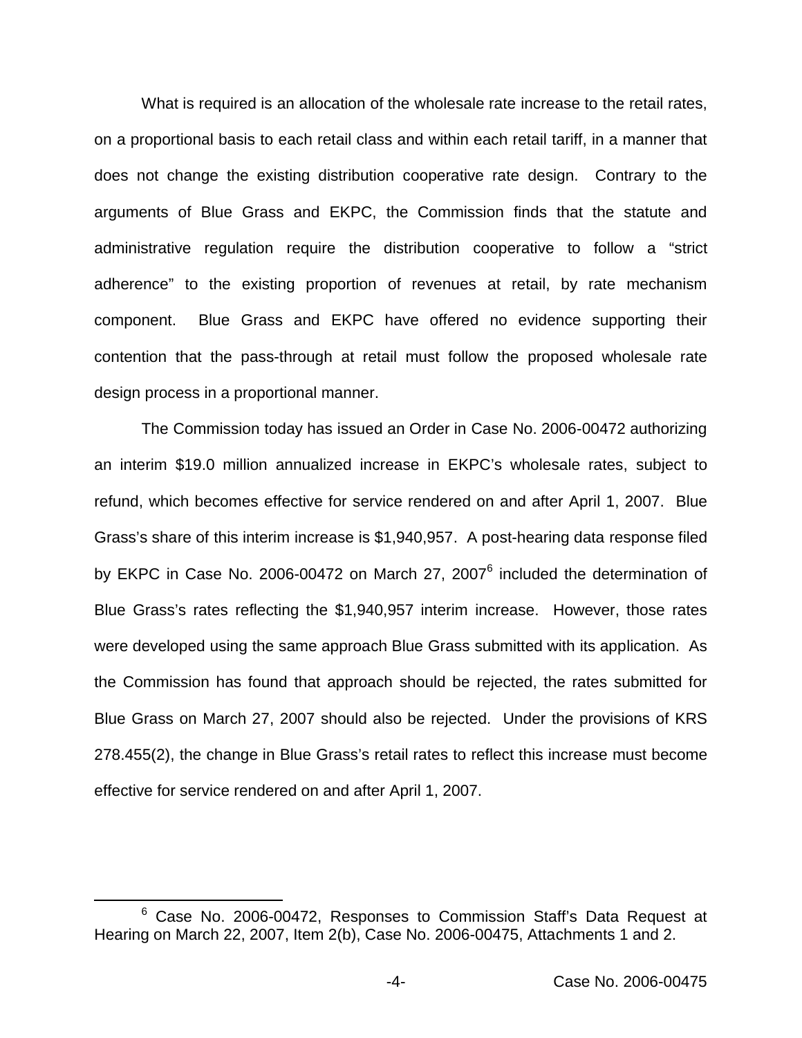What is required is an allocation of the wholesale rate increase to the retail rates, on a proportional basis to each retail class and within each retail tariff, in a manner that does not change the existing distribution cooperative rate design. Contrary to the arguments of Blue Grass and EKPC, the Commission finds that the statute and administrative regulation require the distribution cooperative to follow a "strict adherence" to the existing proportion of revenues at retail, by rate mechanism component. Blue Grass and EKPC have offered no evidence supporting their contention that the pass-through at retail must follow the proposed wholesale rate design process in a proportional manner.

The Commission today has issued an Order in Case No. 2006-00472 authorizing an interim \$19.0 million annualized increase in EKPC's wholesale rates, subject to refund, which becomes effective for service rendered on and after April 1, 2007. Blue Grass's share of this interim increase is \$1,940,957. A post-hearing data response filed by EKPC in Case No. 2006-00472 on March 27, 2007[6] included the determination of Blue Grass's rates reflecting the \$1,940,957 interim increase. However, those rates were developed using the same approach Blue Grass submitted with its application. As the Commission has found that approach should be rejected, the rates submitted for Blue Grass on March 27, 2007 should also be rejected. Under the provisions of KRS 278.455(2), the change in Blue Grass's retail rates to reflect this increase must become effective for service rendered on and after April 1, 2007.

[6] Case No. 2006-00472, Responses to Commission Staff's Data Request at Hearing on March 22, 2007, Item 2(b), Case No. 2006-00475, Attachments 1 and 2.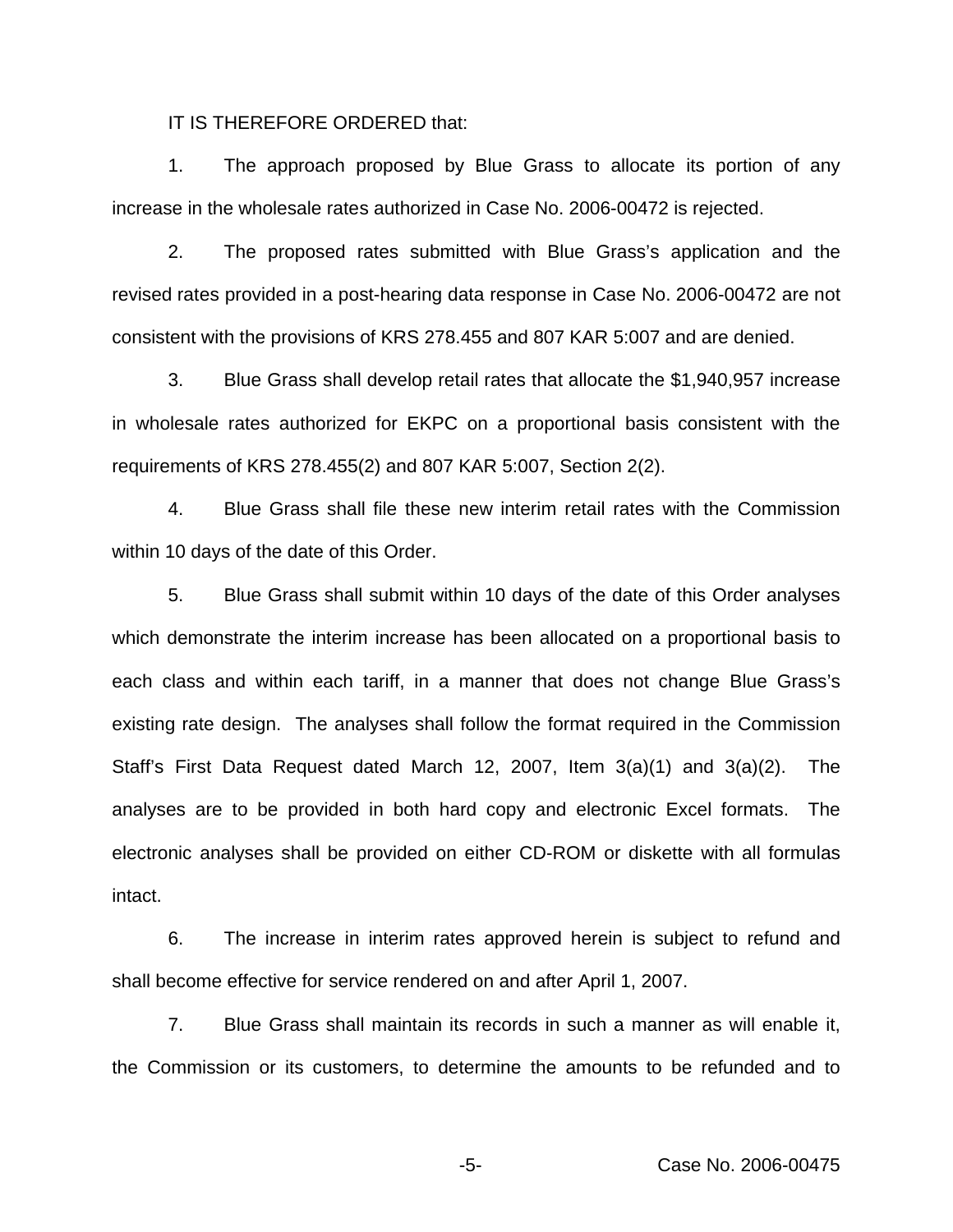IT IS THEREFORE ORDERED that:

1. The approach proposed by Blue Grass to allocate its portion of any increase in the wholesale rates authorized in Case No. 2006-00472 is rejected.

2. The proposed rates submitted with Blue Grass's application and the revised rates provided in a post-hearing data response in Case No. 2006-00472 are not consistent with the provisions of KRS 278.455 and 807 KAR 5:007 and are denied.

3. Blue Grass shall develop retail rates that allocate the $1,940,957 increase in wholesale rates authorized for EKPC on a proportional basis consistent with the requirements of KRS 278.455(2) and 807 KAR 5:007, Section 2(2).

4. Blue Grass shall file these new interim retail rates with the Commission within 10 days of the date of this Order.

5. Blue Grass shall submit within 10 days of the date of this Order analyses which demonstrate the interim increase has been allocated on a proportional basis to each class and within each tariff, in a manner that does not change Blue Grass's existing rate design. The analyses shall follow the format required in the Commission Staff's First Data Request dated March 12, 2007, Item 3(a)(1) and 3(a)(2). The analyses are to be provided in both hard copy and electronic Excel formats. The electronic analyses shall be provided on either CD-ROM or diskette with all formulas intact.

6. The increase in interim rates approved herein is subject to refund and shall become effective for service rendered on and after April 1, 2007.

7. Blue Grass shall maintain its records in such a manner as will enable it, the Commission or its customers, to determine the amounts to be refunded and to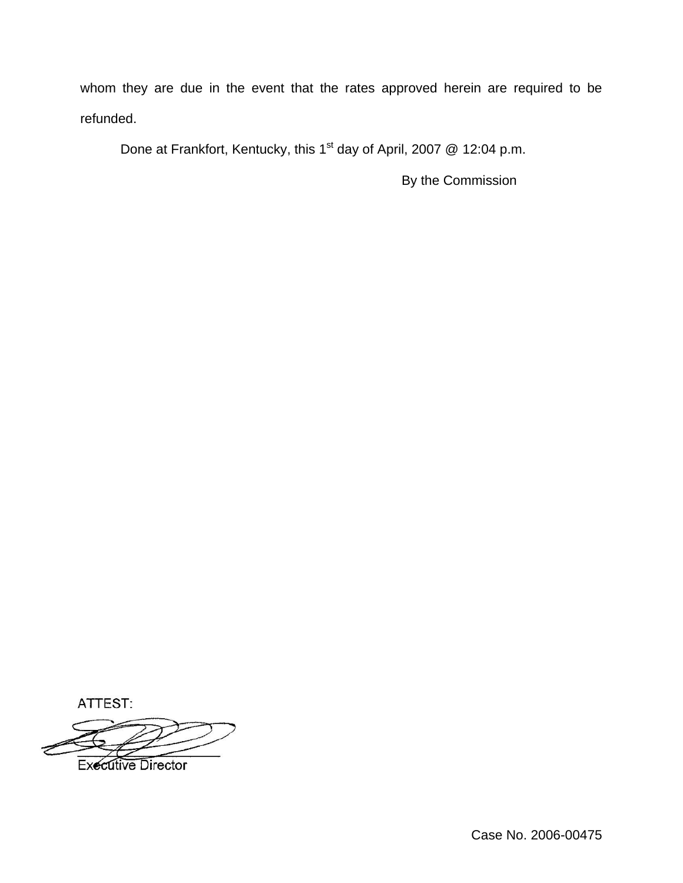whom they are due in the event that the rates approved herein are required to be refunded.

Done at Frankfort, Kentucky, this 1st day of April, 2007 @ 12:04 p.m.

By the Commission

ATTEST:

Executive Director

Case No. 2006-00475